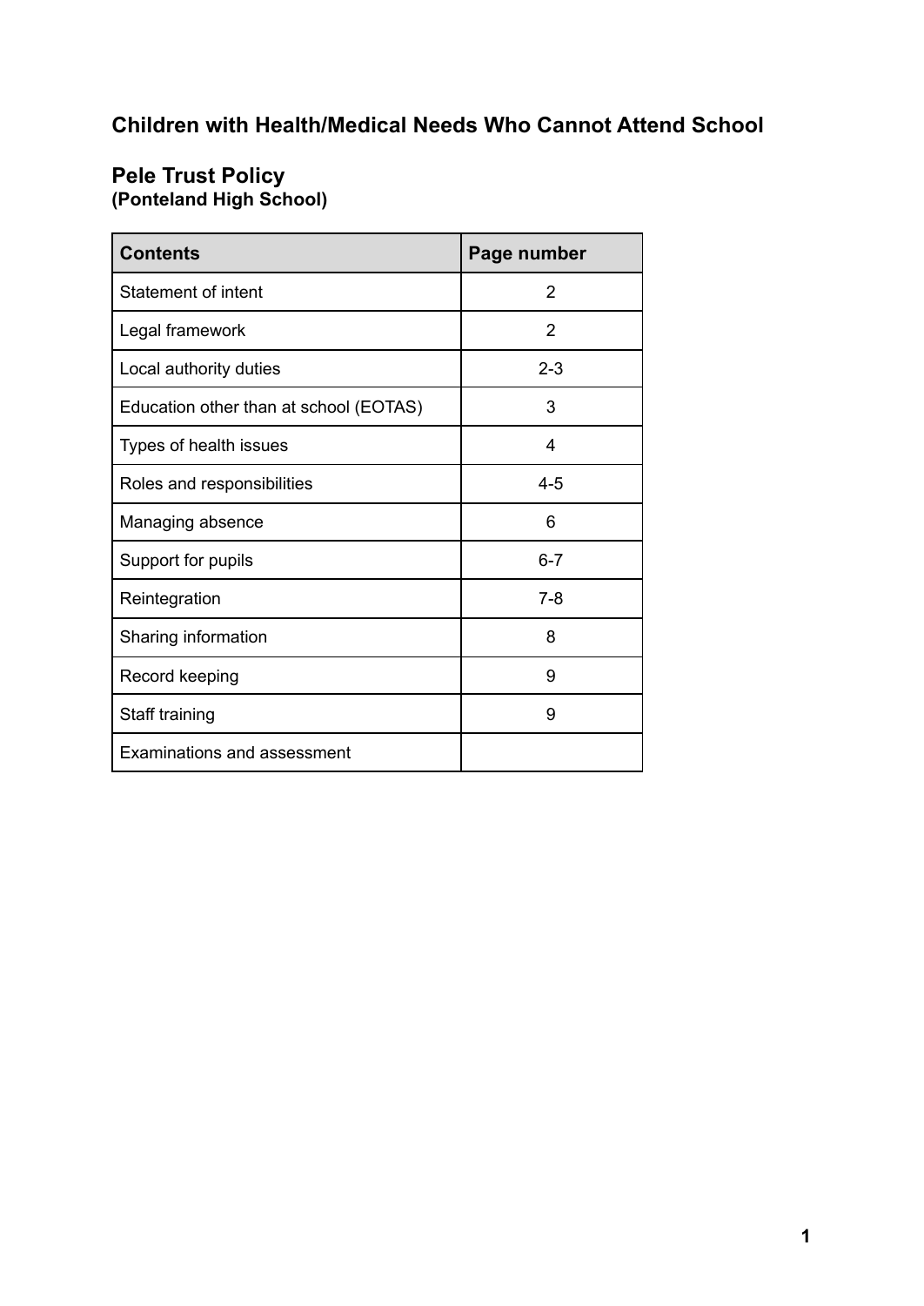# Children with Health/Medical Needs Who Cannot Attend School

## Pele Trust Policy
**(Ponteland High School)**

| Contents | Page number |
|---|---|
| Statement of intent | 2 |
| Legal framework | 2 |
| Local authority duties | 2-3 |
| Education other than at school (EOTAS) | 3 |
| Types of health issues | 4 |
| Roles and responsibilities | 4-5 |
| Managing absence | 6 |
| Support for pupils | 6-7 |
| Reintegration | 7-8 |
| Sharing information | 8 |
| Record keeping | 9 |
| Staff training | 9 |
| Examinations and assessment | |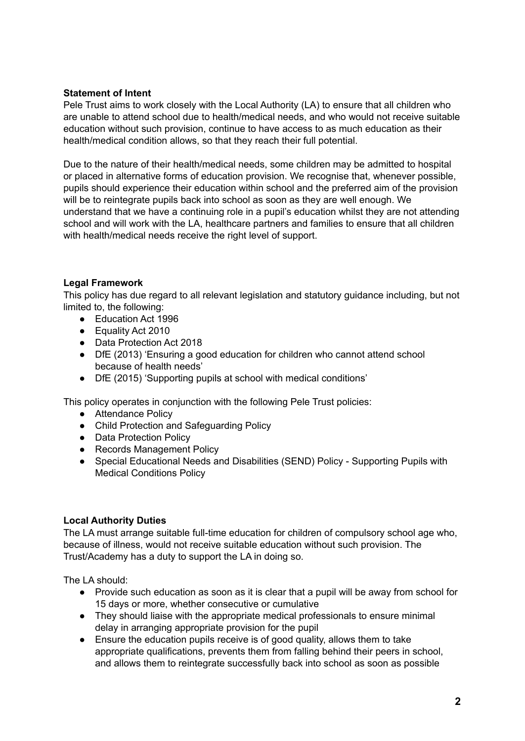**Statement of Intent**

Pele Trust aims to work closely with the Local Authority (LA) to ensure that all children who are unable to attend school due to health/medical needs, and who would not receive suitable education without such provision, continue to have access to as much education as their health/medical condition allows, so that they reach their full potential.

Due to the nature of their health/medical needs, some children may be admitted to hospital or placed in alternative forms of education provision. We recognise that, whenever possible, pupils should experience their education within school and the preferred aim of the provision will be to reintegrate pupils back into school as soon as they are well enough. We understand that we have a continuing role in a pupil's education whilst they are not attending school and will work with the LA, healthcare partners and families to ensure that all children with health/medical needs receive the right level of support.

**Legal Framework**

This policy has due regard to all relevant legislation and statutory guidance including, but not limited to, the following:

- Education Act 1996
- Equality Act 2010
- Data Protection Act 2018
- DfE (2013) 'Ensuring a good education for children who cannot attend school because of health needs'
- DfE (2015) 'Supporting pupils at school with medical conditions'

This policy operates in conjunction with the following Pele Trust policies:

- Attendance Policy
- Child Protection and Safeguarding Policy
- Data Protection Policy
- Records Management Policy
- Special Educational Needs and Disabilities (SEND) Policy - Supporting Pupils with Medical Conditions Policy

**Local Authority Duties**

The LA must arrange suitable full-time education for children of compulsory school age who, because of illness, would not receive suitable education without such provision. The Trust/Academy has a duty to support the LA in doing so.

The LA should:

- Provide such education as soon as it is clear that a pupil will be away from school for 15 days or more, whether consecutive or cumulative
- They should liaise with the appropriate medical professionals to ensure minimal delay in arranging appropriate provision for the pupil
- Ensure the education pupils receive is of good quality, allows them to take appropriate qualifications, prevents them from falling behind their peers in school, and allows them to reintegrate successfully back into school as soon as possible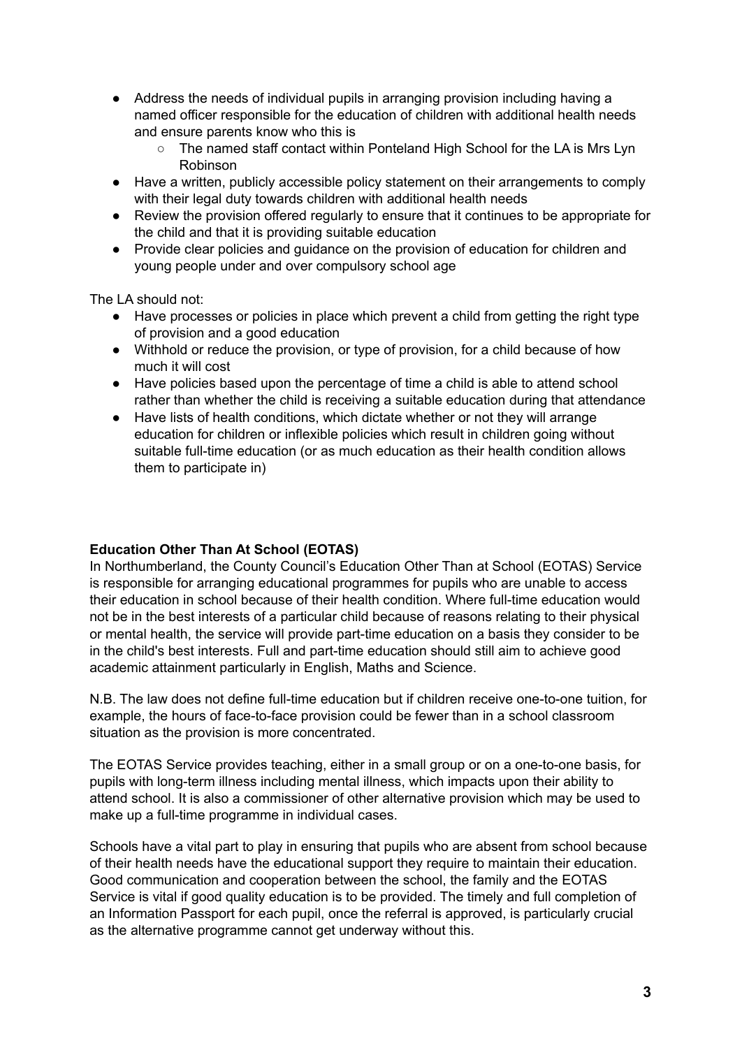- Address the needs of individual pupils in arranging provision including having a named officer responsible for the education of children with additional health needs and ensure parents know who this is
    - The named staff contact within Ponteland High School for the LA is Mrs Lyn Robinson
- Have a written, publicly accessible policy statement on their arrangements to comply with their legal duty towards children with additional health needs
- Review the provision offered regularly to ensure that it continues to be appropriate for the child and that it is providing suitable education
- Provide clear policies and guidance on the provision of education for children and young people under and over compulsory school age

The LA should not:

- Have processes or policies in place which prevent a child from getting the right type of provision and a good education
- Withhold or reduce the provision, or type of provision, for a child because of how much it will cost
- Have policies based upon the percentage of time a child is able to attend school rather than whether the child is receiving a suitable education during that attendance
- Have lists of health conditions, which dictate whether or not they will arrange education for children or inflexible policies which result in children going without suitable full-time education (or as much education as their health condition allows them to participate in)

**Education Other Than At School (EOTAS)**

In Northumberland, the County Council's Education Other Than at School (EOTAS) Service is responsible for arranging educational programmes for pupils who are unable to access their education in school because of their health condition. Where full-time education would not be in the best interests of a particular child because of reasons relating to their physical or mental health, the service will provide part-time education on a basis they consider to be in the child's best interests. Full and part-time education should still aim to achieve good academic attainment particularly in English, Maths and Science.

N.B. The law does not define full-time education but if children receive one-to-one tuition, for example, the hours of face-to-face provision could be fewer than in a school classroom situation as the provision is more concentrated.

The EOTAS Service provides teaching, either in a small group or on a one-to-one basis, for pupils with long-term illness including mental illness, which impacts upon their ability to attend school. It is also a commissioner of other alternative provision which may be used to make up a full-time programme in individual cases.

Schools have a vital part to play in ensuring that pupils who are absent from school because of their health needs have the educational support they require to maintain their education. Good communication and cooperation between the school, the family and the EOTAS Service is vital if good quality education is to be provided. The timely and full completion of an Information Passport for each pupil, once the referral is approved, is particularly crucial as the alternative programme cannot get underway without this.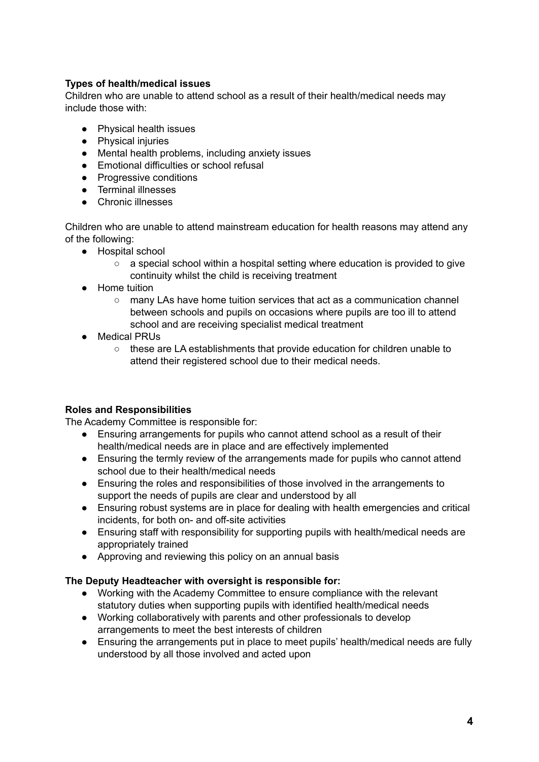**Types of health/medical issues**

Children who are unable to attend school as a result of their health/medical needs may include those with:

- Physical health issues
- Physical injuries
- Mental health problems, including anxiety issues
- Emotional difficulties or school refusal
- Progressive conditions
- Terminal illnesses
- Chronic illnesses

Children who are unable to attend mainstream education for health reasons may attend any of the following:

- Hospital school
  - a special school within a hospital setting where education is provided to give continuity whilst the child is receiving treatment
- Home tuition
  - many LAs have home tuition services that act as a communication channel between schools and pupils on occasions where pupils are too ill to attend school and are receiving specialist medical treatment
- Medical PRUs
  - these are LA establishments that provide education for children unable to attend their registered school due to their medical needs.

**Roles and Responsibilities**

The Academy Committee is responsible for:

- Ensuring arrangements for pupils who cannot attend school as a result of their health/medical needs are in place and are effectively implemented
- Ensuring the termly review of the arrangements made for pupils who cannot attend school due to their health/medical needs
- Ensuring the roles and responsibilities of those involved in the arrangements to support the needs of pupils are clear and understood by all
- Ensuring robust systems are in place for dealing with health emergencies and critical incidents, for both on- and off-site activities
- Ensuring staff with responsibility for supporting pupils with health/medical needs are appropriately trained
- Approving and reviewing this policy on an annual basis

**The Deputy Headteacher with oversight is responsible for:**

- Working with the Academy Committee to ensure compliance with the relevant statutory duties when supporting pupils with identified health/medical needs
- Working collaboratively with parents and other professionals to develop arrangements to meet the best interests of children
- Ensuring the arrangements put in place to meet pupils' health/medical needs are fully understood by all those involved and acted upon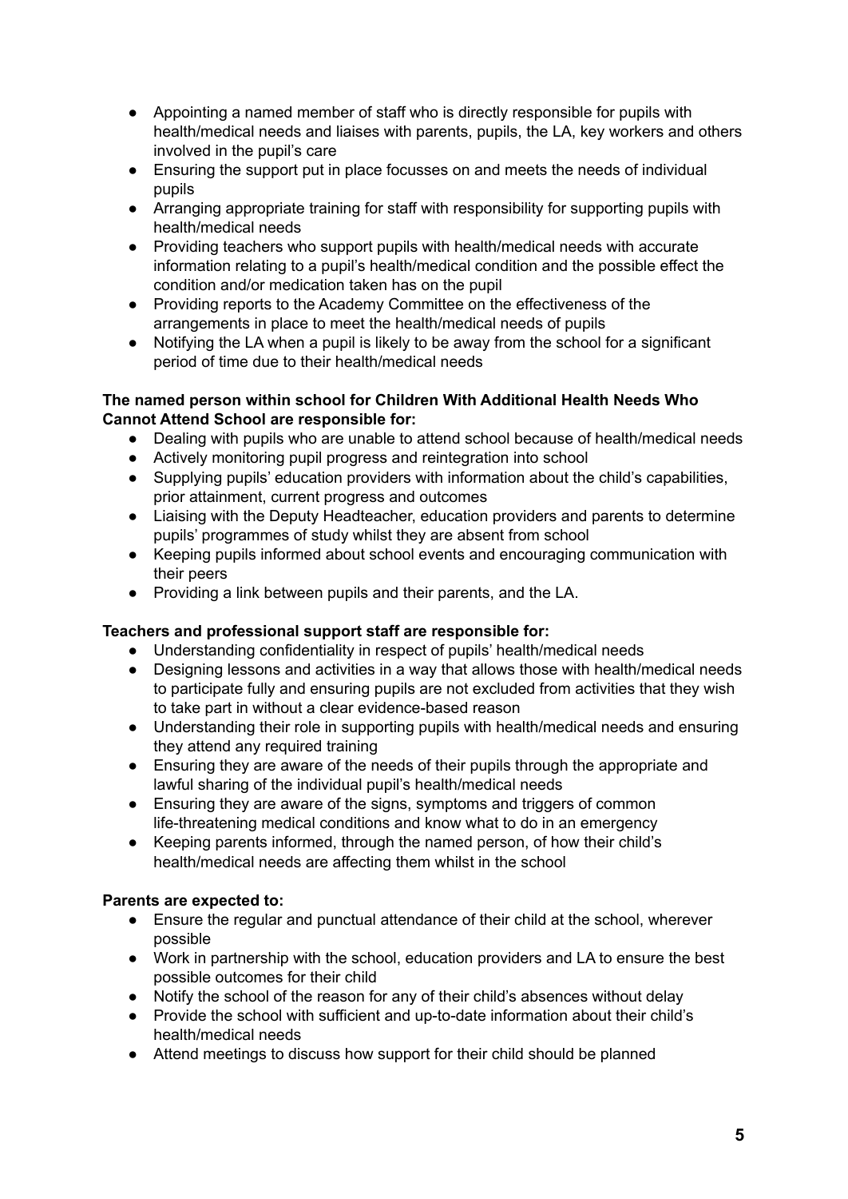- Appointing a named member of staff who is directly responsible for pupils with health/medical needs and liaises with parents, pupils, the LA, key workers and others involved in the pupil's care
- Ensuring the support put in place focusses on and meets the needs of individual pupils
- Arranging appropriate training for staff with responsibility for supporting pupils with health/medical needs
- Providing teachers who support pupils with health/medical needs with accurate information relating to a pupil's health/medical condition and the possible effect the condition and/or medication taken has on the pupil
- Providing reports to the Academy Committee on the effectiveness of the arrangements in place to meet the health/medical needs of pupils
- Notifying the LA when a pupil is likely to be away from the school for a significant period of time due to their health/medical needs

**The named person within school for Children With Additional Health Needs Who Cannot Attend School are responsible for:**

- Dealing with pupils who are unable to attend school because of health/medical needs
- Actively monitoring pupil progress and reintegration into school
- Supplying pupils' education providers with information about the child's capabilities, prior attainment, current progress and outcomes
- Liaising with the Deputy Headteacher, education providers and parents to determine pupils' programmes of study whilst they are absent from school
- Keeping pupils informed about school events and encouraging communication with their peers
- Providing a link between pupils and their parents, and the LA.

**Teachers and professional support staff are responsible for:**

- Understanding confidentiality in respect of pupils' health/medical needs
- Designing lessons and activities in a way that allows those with health/medical needs to participate fully and ensuring pupils are not excluded from activities that they wish to take part in without a clear evidence-based reason
- Understanding their role in supporting pupils with health/medical needs and ensuring they attend any required training
- Ensuring they are aware of the needs of their pupils through the appropriate and lawful sharing of the individual pupil's health/medical needs
- Ensuring they are aware of the signs, symptoms and triggers of common life-threatening medical conditions and know what to do in an emergency
- Keeping parents informed, through the named person, of how their child's health/medical needs are affecting them whilst in the school

**Parents are expected to:**

- Ensure the regular and punctual attendance of their child at the school, wherever possible
- Work in partnership with the school, education providers and LA to ensure the best possible outcomes for their child
- Notify the school of the reason for any of their child's absences without delay
- Provide the school with sufficient and up-to-date information about their child's health/medical needs
- Attend meetings to discuss how support for their child should be planned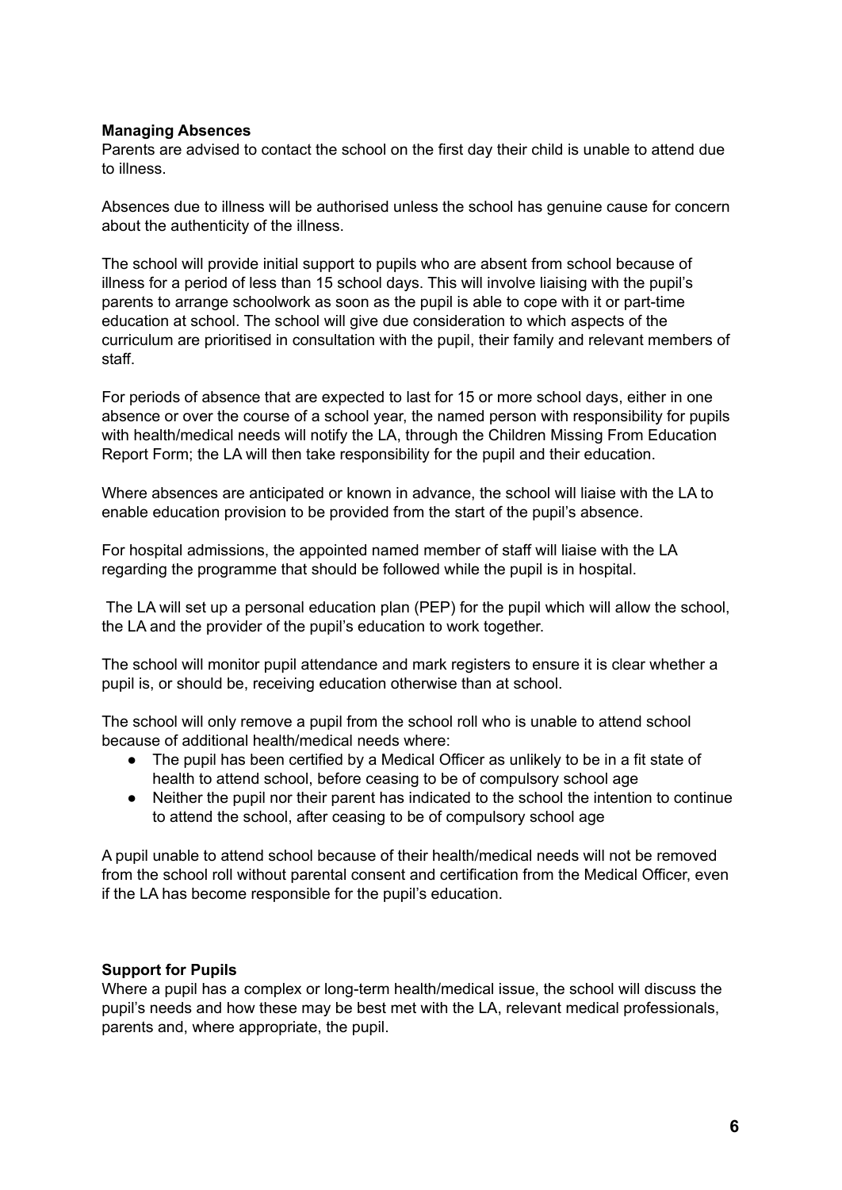**Managing Absences**

Parents are advised to contact the school on the first day their child is unable to attend due to illness.

Absences due to illness will be authorised unless the school has genuine cause for concern about the authenticity of the illness.

The school will provide initial support to pupils who are absent from school because of illness for a period of less than 15 school days. This will involve liaising with the pupil's parents to arrange schoolwork as soon as the pupil is able to cope with it or part-time education at school. The school will give due consideration to which aspects of the curriculum are prioritised in consultation with the pupil, their family and relevant members of staff.

For periods of absence that are expected to last for 15 or more school days, either in one absence or over the course of a school year, the named person with responsibility for pupils with health/medical needs will notify the LA, through the Children Missing From Education Report Form; the LA will then take responsibility for the pupil and their education.

Where absences are anticipated or known in advance, the school will liaise with the LA to enable education provision to be provided from the start of the pupil's absence.

For hospital admissions, the appointed named member of staff will liaise with the LA regarding the programme that should be followed while the pupil is in hospital.

The LA will set up a personal education plan (PEP) for the pupil which will allow the school, the LA and the provider of the pupil's education to work together.

The school will monitor pupil attendance and mark registers to ensure it is clear whether a pupil is, or should be, receiving education otherwise than at school.

The school will only remove a pupil from the school roll who is unable to attend school because of additional health/medical needs where:

- The pupil has been certified by a Medical Officer as unlikely to be in a fit state of health to attend school, before ceasing to be of compulsory school age
- Neither the pupil nor their parent has indicated to the school the intention to continue to attend the school, after ceasing to be of compulsory school age

A pupil unable to attend school because of their health/medical needs will not be removed from the school roll without parental consent and certification from the Medical Officer, even if the LA has become responsible for the pupil's education.

**Support for Pupils**

Where a pupil has a complex or long-term health/medical issue, the school will discuss the pupil's needs and how these may be best met with the LA, relevant medical professionals, parents and, where appropriate, the pupil.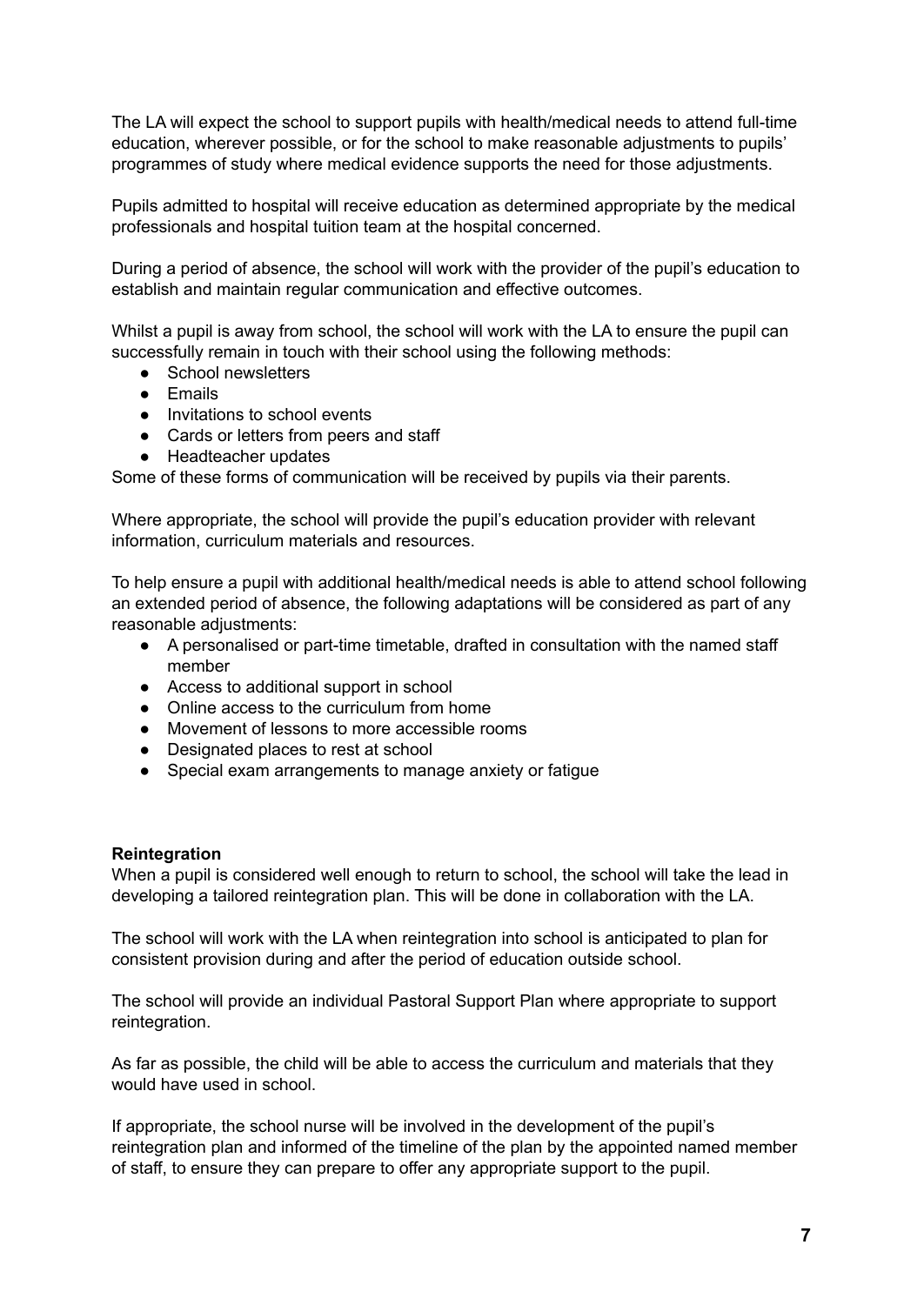The LA will expect the school to support pupils with health/medical needs to attend full-time education, wherever possible, or for the school to make reasonable adjustments to pupils' programmes of study where medical evidence supports the need for those adjustments.

Pupils admitted to hospital will receive education as determined appropriate by the medical professionals and hospital tuition team at the hospital concerned.

During a period of absence, the school will work with the provider of the pupil's education to establish and maintain regular communication and effective outcomes.

Whilst a pupil is away from school, the school will work with the LA to ensure the pupil can successfully remain in touch with their school using the following methods:

- School newsletters
- Emails
- Invitations to school events
- Cards or letters from peers and staff
- Headteacher updates

Some of these forms of communication will be received by pupils via their parents.

Where appropriate, the school will provide the pupil's education provider with relevant information, curriculum materials and resources.

To help ensure a pupil with additional health/medical needs is able to attend school following an extended period of absence, the following adaptations will be considered as part of any reasonable adjustments:

- A personalised or part-time timetable, drafted in consultation with the named staff member
- Access to additional support in school
- Online access to the curriculum from home
- Movement of lessons to more accessible rooms
- Designated places to rest at school
- Special exam arrangements to manage anxiety or fatigue

**Reintegration**

When a pupil is considered well enough to return to school, the school will take the lead in developing a tailored reintegration plan. This will be done in collaboration with the LA.

The school will work with the LA when reintegration into school is anticipated to plan for consistent provision during and after the period of education outside school.

The school will provide an individual Pastoral Support Plan where appropriate to support reintegration.

As far as possible, the child will be able to access the curriculum and materials that they would have used in school.

If appropriate, the school nurse will be involved in the development of the pupil's reintegration plan and informed of the timeline of the plan by the appointed named member of staff, to ensure they can prepare to offer any appropriate support to the pupil.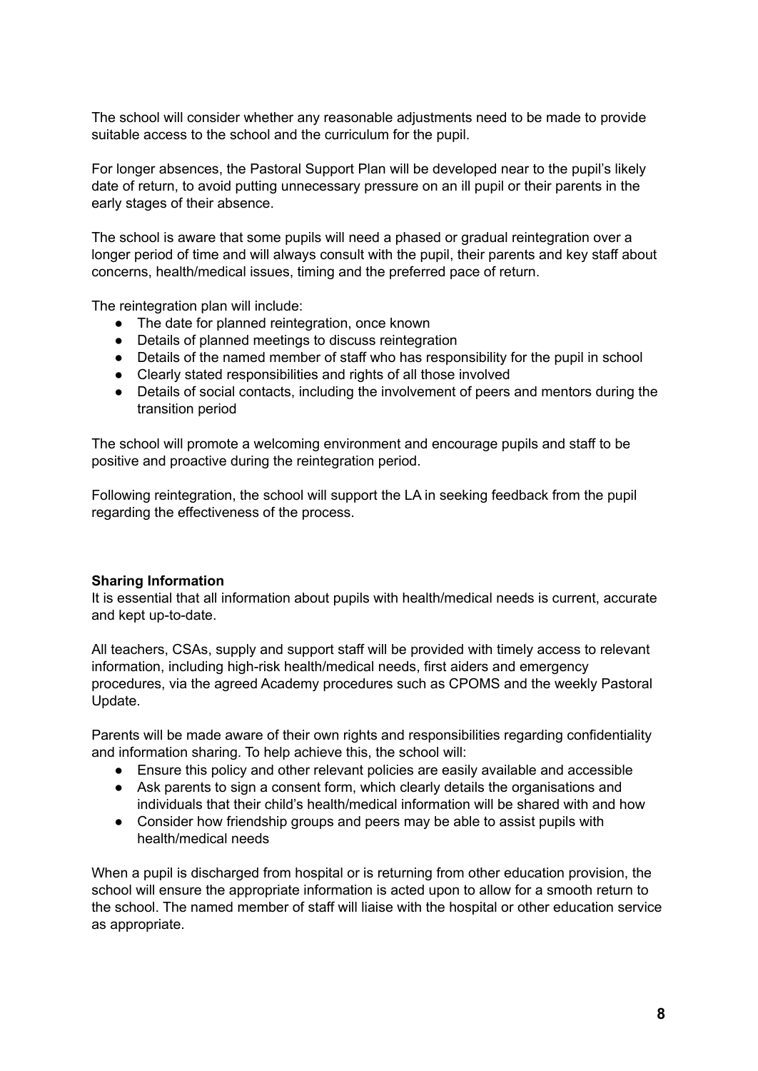The school will consider whether any reasonable adjustments need to be made to provide suitable access to the school and the curriculum for the pupil.

For longer absences, the Pastoral Support Plan will be developed near to the pupil's likely date of return, to avoid putting unnecessary pressure on an ill pupil or their parents in the early stages of their absence.

The school is aware that some pupils will need a phased or gradual reintegration over a longer period of time and will always consult with the pupil, their parents and key staff about concerns, health/medical issues, timing and the preferred pace of return.

The reintegration plan will include:

- The date for planned reintegration, once known
- Details of planned meetings to discuss reintegration
- Details of the named member of staff who has responsibility for the pupil in school
- Clearly stated responsibilities and rights of all those involved
- Details of social contacts, including the involvement of peers and mentors during the transition period

The school will promote a welcoming environment and encourage pupils and staff to be positive and proactive during the reintegration period.

Following reintegration, the school will support the LA in seeking feedback from the pupil regarding the effectiveness of the process.

**Sharing Information**

It is essential that all information about pupils with health/medical needs is current, accurate and kept up-to-date.

All teachers, CSAs, supply and support staff will be provided with timely access to relevant information, including high-risk health/medical needs, first aiders and emergency procedures, via the agreed Academy procedures such as CPOMS and the weekly Pastoral Update.

Parents will be made aware of their own rights and responsibilities regarding confidentiality and information sharing. To help achieve this, the school will:

- Ensure this policy and other relevant policies are easily available and accessible
- Ask parents to sign a consent form, which clearly details the organisations and individuals that their child's health/medical information will be shared with and how
- Consider how friendship groups and peers may be able to assist pupils with health/medical needs

When a pupil is discharged from hospital or is returning from other education provision, the school will ensure the appropriate information is acted upon to allow for a smooth return to the school. The named member of staff will liaise with the hospital or other education service as appropriate.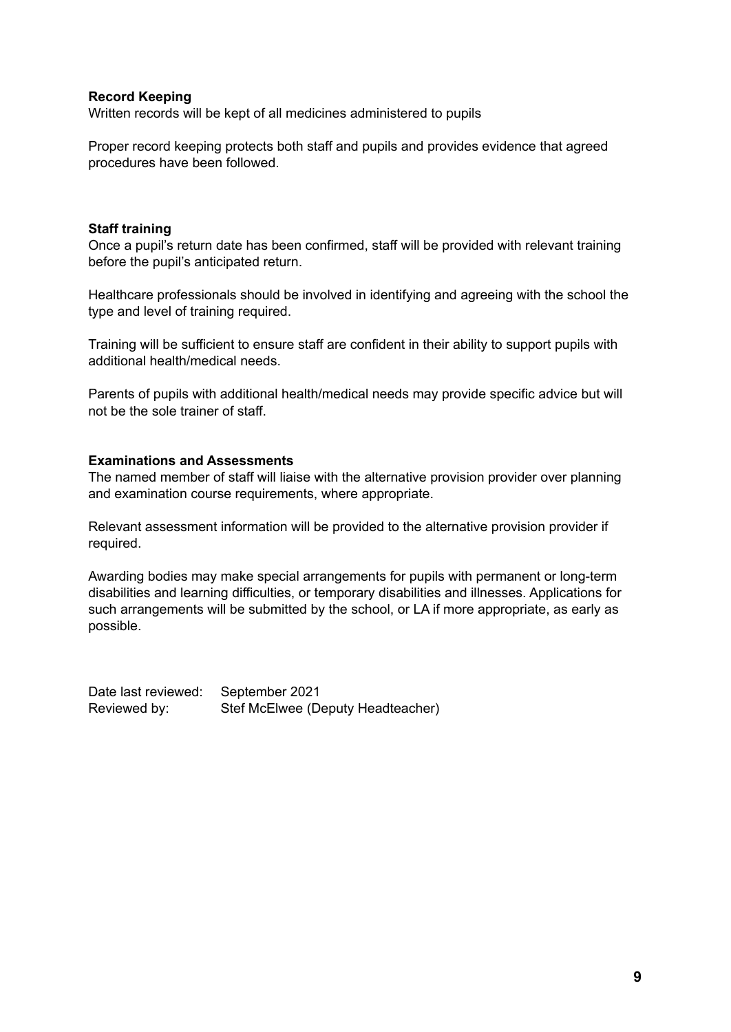**Record Keeping**
Written records will be kept of all medicines administered to pupils

Proper record keeping protects both staff and pupils and provides evidence that agreed procedures have been followed.

**Staff training**
Once a pupil's return date has been confirmed, staff will be provided with relevant training before the pupil's anticipated return.

Healthcare professionals should be involved in identifying and agreeing with the school the type and level of training required.

Training will be sufficient to ensure staff are confident in their ability to support pupils with additional health/medical needs.

Parents of pupils with additional health/medical needs may provide specific advice but will not be the sole trainer of staff.

**Examinations and Assessments**
The named member of staff will liaise with the alternative provision provider over planning and examination course requirements, where appropriate.

Relevant assessment information will be provided to the alternative provision provider if required.

Awarding bodies may make special arrangements for pupils with permanent or long-term disabilities and learning difficulties, or temporary disabilities and illnesses. Applications for such arrangements will be submitted by the school, or LA if more appropriate, as early as possible.

Date last reviewed: September 2021
Reviewed by: Stef McElwee (Deputy Headteacher)